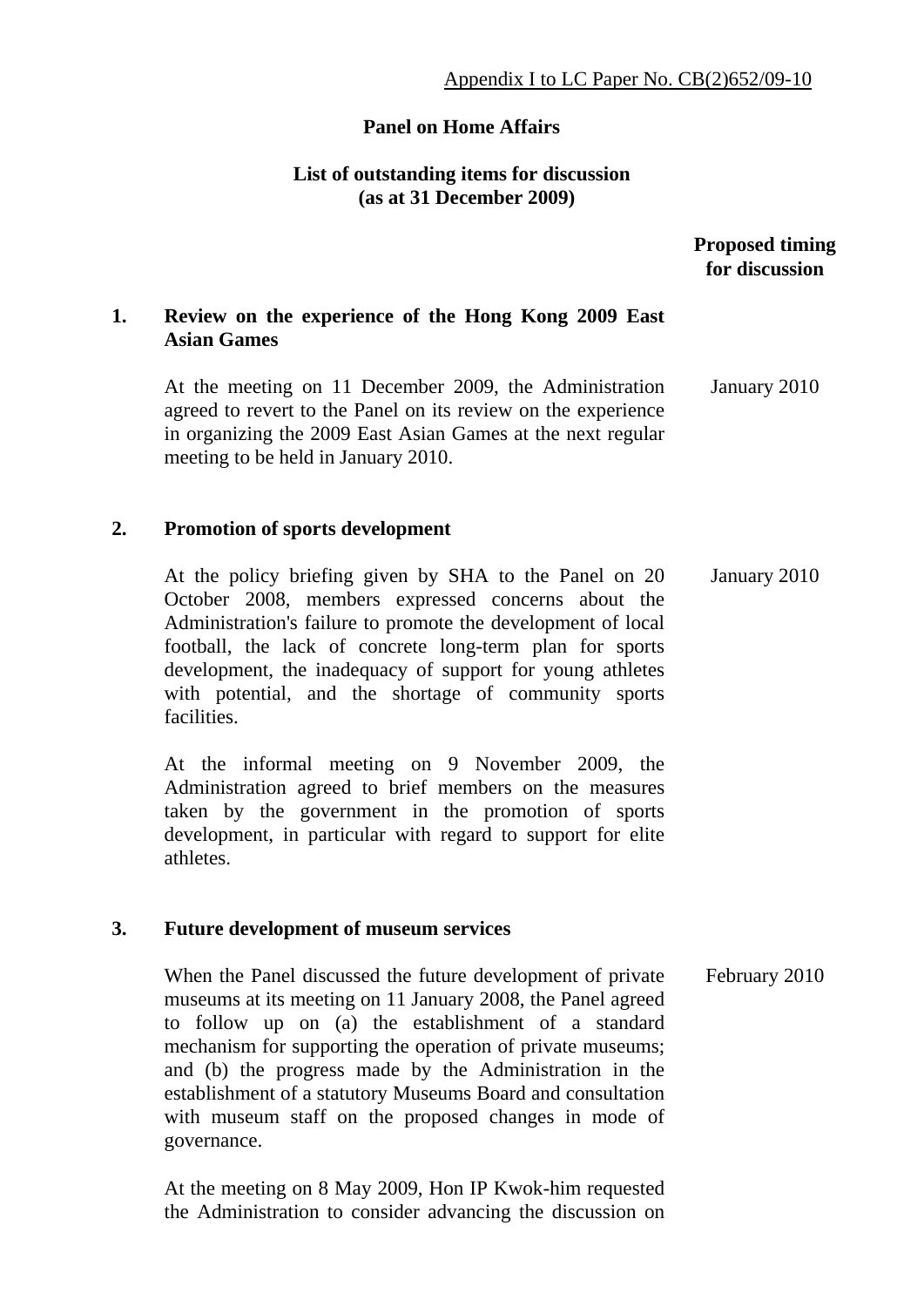Appendix I to LC Paper No. CB(2)652/09-10

**Panel on Home Affairs**

**List of outstanding items for discussion**
**(as at 31 December 2009)**

| | | Proposed timing for discussion |
|---|---|---|
| **1.** | **Review on the experience of the Hong Kong 2009 East Asian Games** | |
| | At the meeting on 11 December 2009, the Administration agreed to revert to the Panel on its review on the experience in organizing the 2009 East Asian Games at the next regular meeting to be held in January 2010. | January 2010 |
| **2.** | **Promotion of sports development** | |
| | At the policy briefing given by SHA to the Panel on 20 October 2008, members expressed concerns about the Administration's failure to promote the development of local football, the lack of concrete long-term plan for sports development, the inadequacy of support for young athletes with potential, and the shortage of community sports facilities. | January 2010 |
| | At the informal meeting on 9 November 2009, the Administration agreed to brief members on the measures taken by the government in the promotion of sports development, in particular with regard to support for elite athletes. | |
| **3.** | **Future development of museum services** | |
| | When the Panel discussed the future development of private museums at its meeting on 11 January 2008, the Panel agreed to follow up on (a) the establishment of a standard mechanism for supporting the operation of private museums; and (b) the progress made by the Administration in the establishment of a statutory Museums Board and consultation with museum staff on the proposed changes in mode of governance. | February 2010 |
| | At the meeting on 8 May 2009, Hon IP Kwok-him requested the Administration to consider advancing the discussion on | |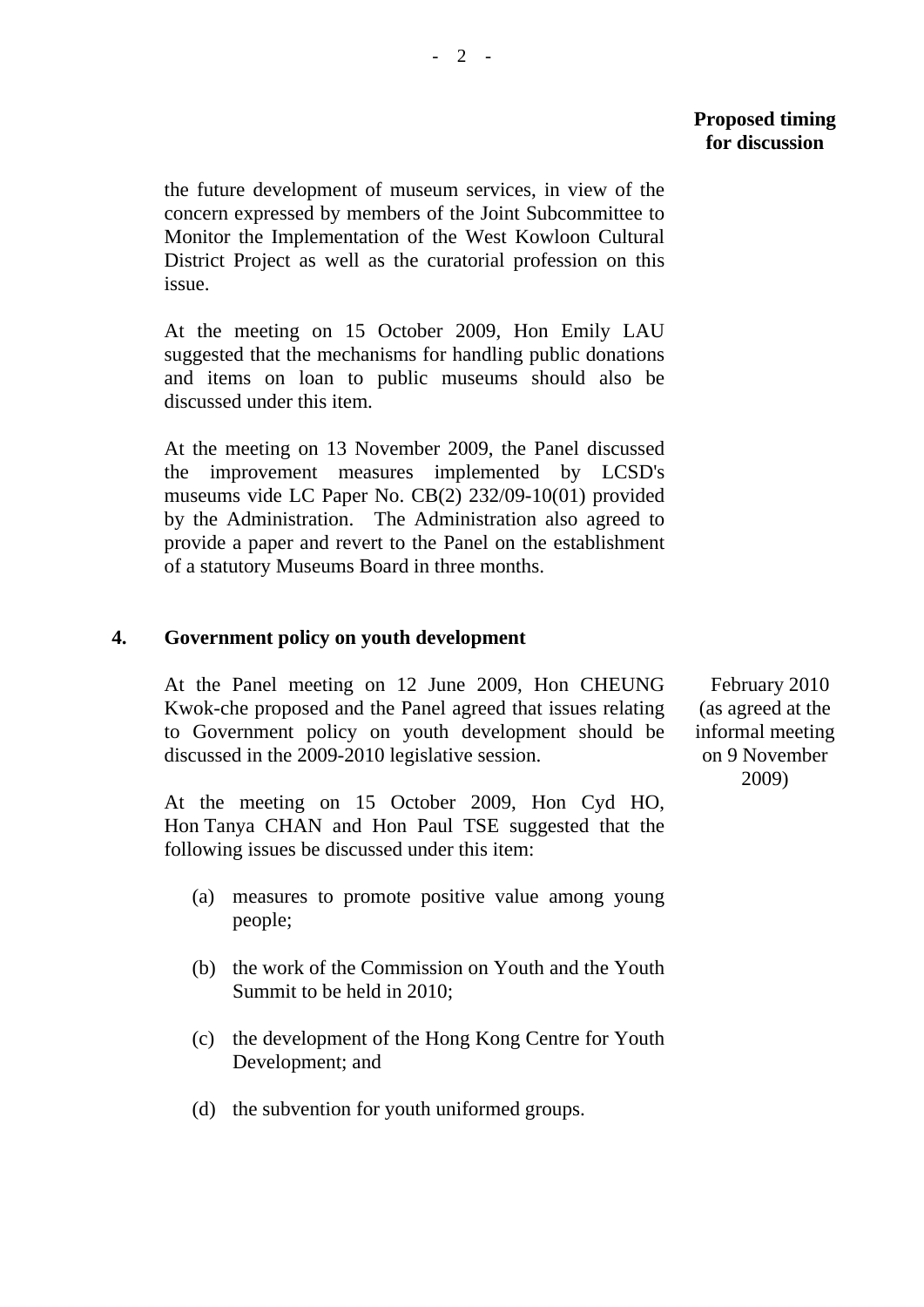**Proposed timing for discussion**

the future development of museum services, in view of the concern expressed by members of the Joint Subcommittee to Monitor the Implementation of the West Kowloon Cultural District Project as well as the curatorial profession on this issue.

At the meeting on 15 October 2009, Hon Emily LAU suggested that the mechanisms for handling public donations and items on loan to public museums should also be discussed under this item.

At the meeting on 13 November 2009, the Panel discussed the improvement measures implemented by LCSD's museums vide LC Paper No. CB(2) 232/09-10(01) provided by the Administration. The Administration also agreed to provide a paper and revert to the Panel on the establishment of a statutory Museums Board in three months.

**4. Government policy on youth development**

At the Panel meeting on 12 June 2009, Hon CHEUNG Kwok-che proposed and the Panel agreed that issues relating to Government policy on youth development should be discussed in the 2009-2010 legislative session.

February 2010 (as agreed at the informal meeting on 9 November 2009)

At the meeting on 15 October 2009, Hon Cyd HO, Hon Tanya CHAN and Hon Paul TSE suggested that the following issues be discussed under this item:

(a) measures to promote positive value among young people;

(b) the work of the Commission on Youth and the Youth Summit to be held in 2010;

(c) the development of the Hong Kong Centre for Youth Development; and

(d) the subvention for youth uniformed groups.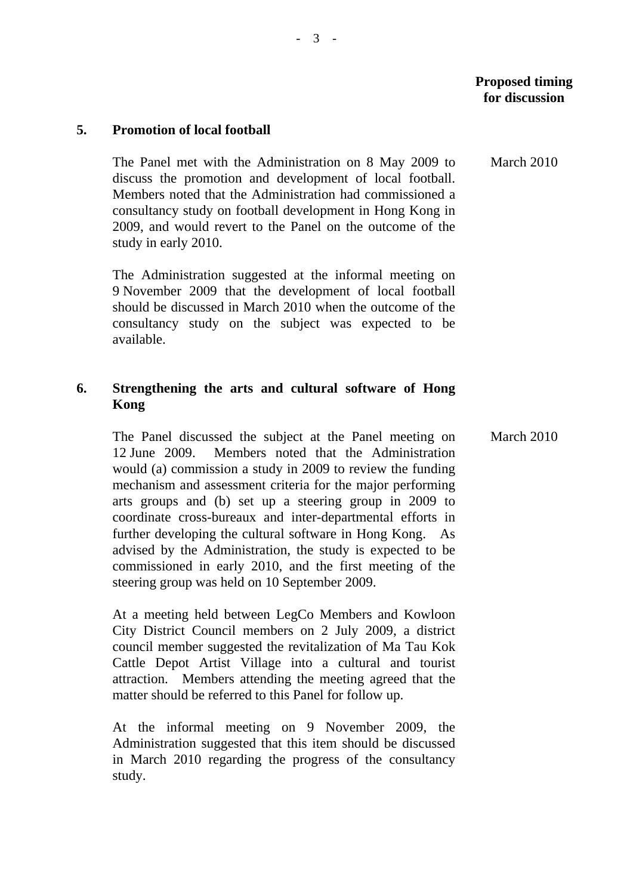**Proposed timing for discussion**

**5. Promotion of local football**

The Panel met with the Administration on 8 May 2009 to discuss the promotion and development of local football. Members noted that the Administration had commissioned a consultancy study on football development in Hong Kong in 2009, and would revert to the Panel on the outcome of the study in early 2010.

*Proposed timing for discussion:* March 2010

The Administration suggested at the informal meeting on 9 November 2009 that the development of local football should be discussed in March 2010 when the outcome of the consultancy study on the subject was expected to be available.

**6. Strengthening the arts and cultural software of Hong Kong**

The Panel discussed the subject at the Panel meeting on 12 June 2009. Members noted that the Administration would (a) commission a study in 2009 to review the funding mechanism and assessment criteria for the major performing arts groups and (b) set up a steering group in 2009 to coordinate cross-bureaux and inter-departmental efforts in further developing the cultural software in Hong Kong. As advised by the Administration, the study is expected to be commissioned in early 2010, and the first meeting of the steering group was held on 10 September 2009.

*Proposed timing for discussion:* March 2010

At a meeting held between LegCo Members and Kowloon City District Council members on 2 July 2009, a district council member suggested the revitalization of Ma Tau Kok Cattle Depot Artist Village into a cultural and tourist attraction. Members attending the meeting agreed that the matter should be referred to this Panel for follow up.

At the informal meeting on 9 November 2009, the Administration suggested that this item should be discussed in March 2010 regarding the progress of the consultancy study.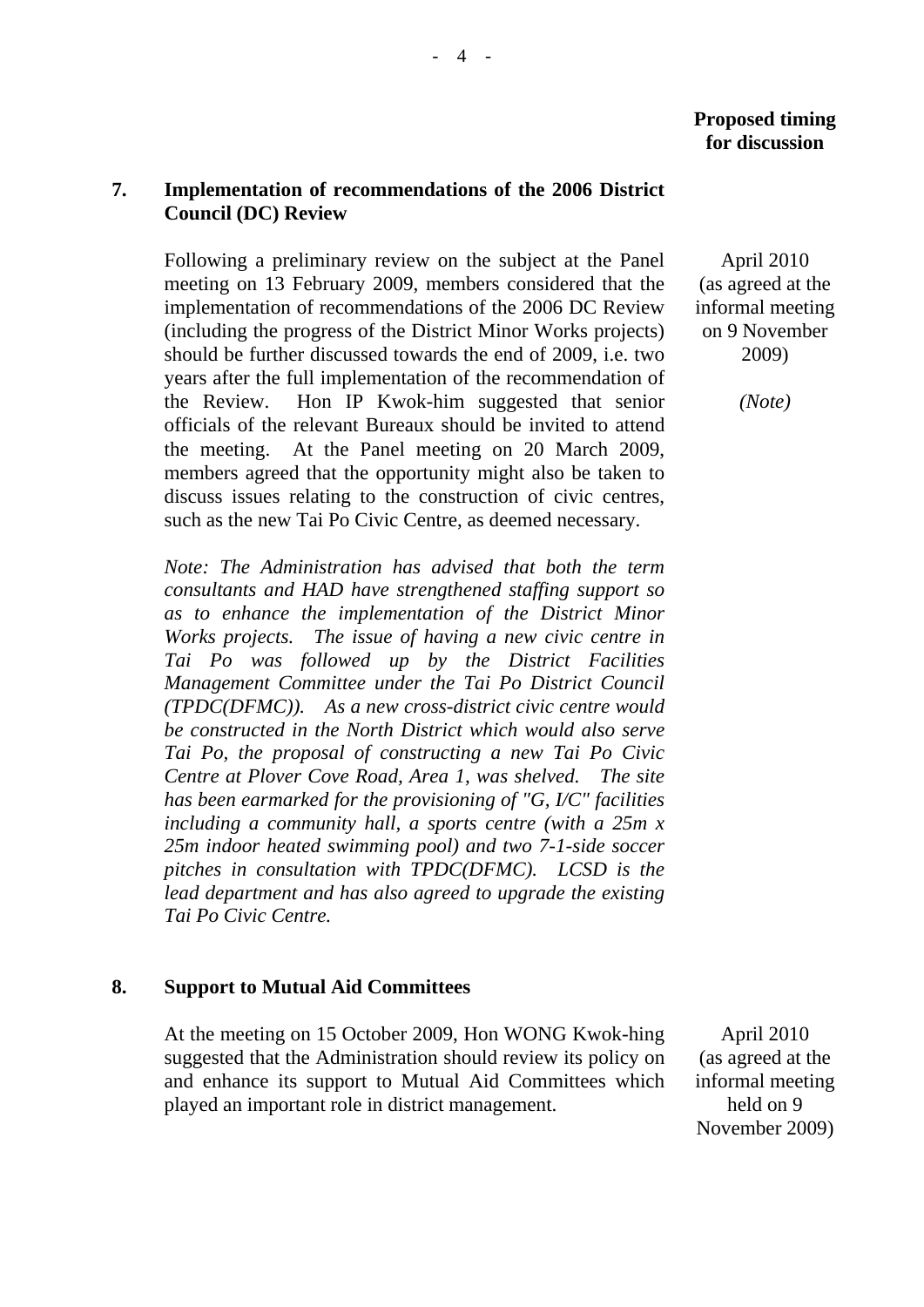**Proposed timing for discussion**

**7. Implementation of recommendations of the 2006 District Council (DC) Review**

Following a preliminary review on the subject at the Panel meeting on 13 February 2009, members considered that the implementation of recommendations of the 2006 DC Review (including the progress of the District Minor Works projects) should be further discussed towards the end of 2009, i.e. two years after the full implementation of the recommendation of the Review. Hon IP Kwok-him suggested that senior officials of the relevant Bureaux should be invited to attend the meeting. At the Panel meeting on 20 March 2009, members agreed that the opportunity might also be taken to discuss issues relating to the construction of civic centres, such as the new Tai Po Civic Centre, as deemed necessary.

April 2010 (as agreed at the informal meeting on 9 November 2009)

*(Note)*

*Note: The Administration has advised that both the term consultants and HAD have strengthened staffing support so as to enhance the implementation of the District Minor Works projects. The issue of having a new civic centre in Tai Po was followed up by the District Facilities Management Committee under the Tai Po District Council (TPDC(DFMC)). As a new cross-district civic centre would be constructed in the North District which would also serve Tai Po, the proposal of constructing a new Tai Po Civic Centre at Plover Cove Road, Area 1, was shelved. The site has been earmarked for the provisioning of "G, I/C" facilities including a community hall, a sports centre (with a 25m x 25m indoor heated swimming pool) and two 7-1-side soccer pitches in consultation with TPDC(DFMC). LCSD is the lead department and has also agreed to upgrade the existing Tai Po Civic Centre.*

**8. Support to Mutual Aid Committees**

At the meeting on 15 October 2009, Hon WONG Kwok-hing suggested that the Administration should review its policy on and enhance its support to Mutual Aid Committees which played an important role in district management.

April 2010 (as agreed at the informal meeting held on 9 November 2009)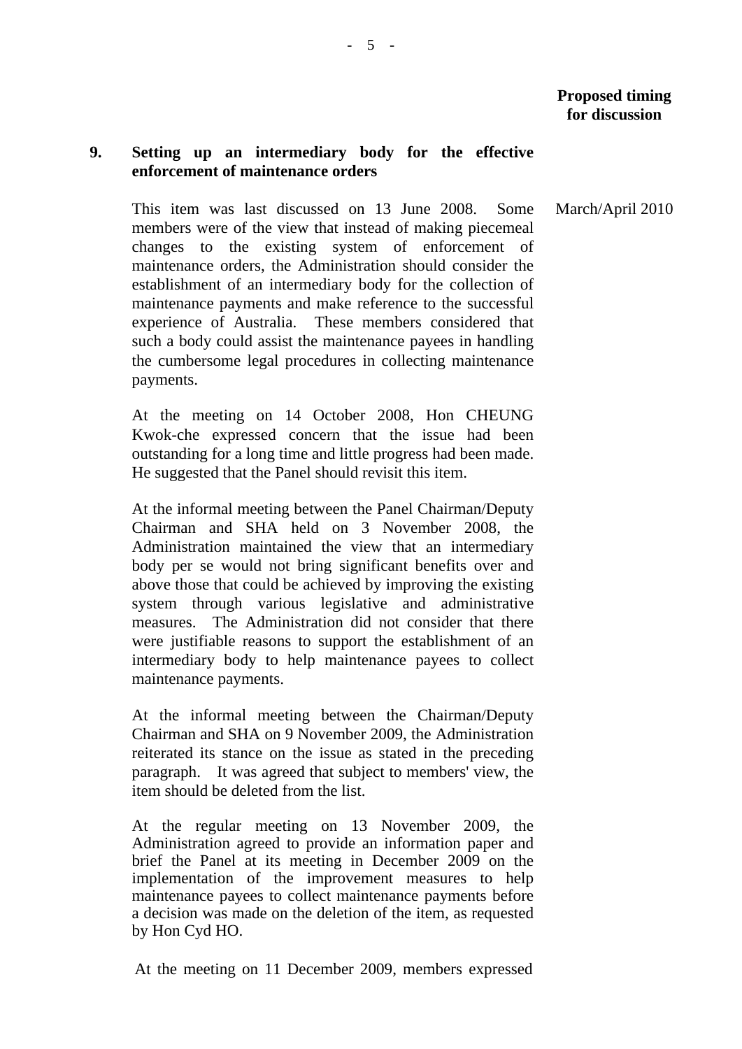**Proposed timing for discussion**

**9. Setting up an intermediary body for the effective enforcement of maintenance orders**

This item was last discussed on 13 June 2008. Some members were of the view that instead of making piecemeal changes to the existing system of enforcement of maintenance orders, the Administration should consider the establishment of an intermediary body for the collection of maintenance payments and make reference to the successful experience of Australia. These members considered that such a body could assist the maintenance payees in handling the cumbersome legal procedures in collecting maintenance payments. — March/April 2010

At the meeting on 14 October 2008, Hon CHEUNG Kwok-che expressed concern that the issue had been outstanding for a long time and little progress had been made. He suggested that the Panel should revisit this item.

At the informal meeting between the Panel Chairman/Deputy Chairman and SHA held on 3 November 2008, the Administration maintained the view that an intermediary body per se would not bring significant benefits over and above those that could be achieved by improving the existing system through various legislative and administrative measures. The Administration did not consider that there were justifiable reasons to support the establishment of an intermediary body to help maintenance payees to collect maintenance payments.

At the informal meeting between the Chairman/Deputy Chairman and SHA on 9 November 2009, the Administration reiterated its stance on the issue as stated in the preceding paragraph. It was agreed that subject to members' view, the item should be deleted from the list.

At the regular meeting on 13 November 2009, the Administration agreed to provide an information paper and brief the Panel at its meeting in December 2009 on the implementation of the improvement measures to help maintenance payees to collect maintenance payments before a decision was made on the deletion of the item, as requested by Hon Cyd HO.

At the meeting on 11 December 2009, members expressed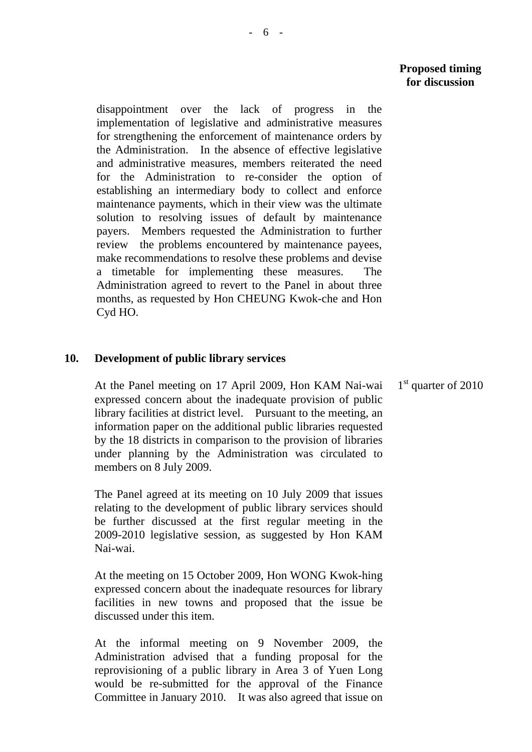**Proposed timing for discussion**

disappointment over the lack of progress in the implementation of legislative and administrative measures for strengthening the enforcement of maintenance orders by the Administration. In the absence of effective legislative and administrative measures, members reiterated the need for the Administration to re-consider the option of establishing an intermediary body to collect and enforce maintenance payments, which in their view was the ultimate solution to resolving issues of default by maintenance payers. Members requested the Administration to further review the problems encountered by maintenance payees, make recommendations to resolve these problems and devise a timetable for implementing these measures. The Administration agreed to revert to the Panel in about three months, as requested by Hon CHEUNG Kwok-che and Hon Cyd HO.

**10. Development of public library services**

At the Panel meeting on 17 April 2009, Hon KAM Nai-wai expressed concern about the inadequate provision of public library facilities at district level. Pursuant to the meeting, an information paper on the additional public libraries requested by the 18 districts in comparison to the provision of libraries under planning by the Administration was circulated to members on 8 July 2009. — 1st quarter of 2010

The Panel agreed at its meeting on 10 July 2009 that issues relating to the development of public library services should be further discussed at the first regular meeting in the 2009-2010 legislative session, as suggested by Hon KAM Nai-wai.

At the meeting on 15 October 2009, Hon WONG Kwok-hing expressed concern about the inadequate resources for library facilities in new towns and proposed that the issue be discussed under this item.

At the informal meeting on 9 November 2009, the Administration advised that a funding proposal for the reprovisioning of a public library in Area 3 of Yuen Long would be re-submitted for the approval of the Finance Committee in January 2010. It was also agreed that issue on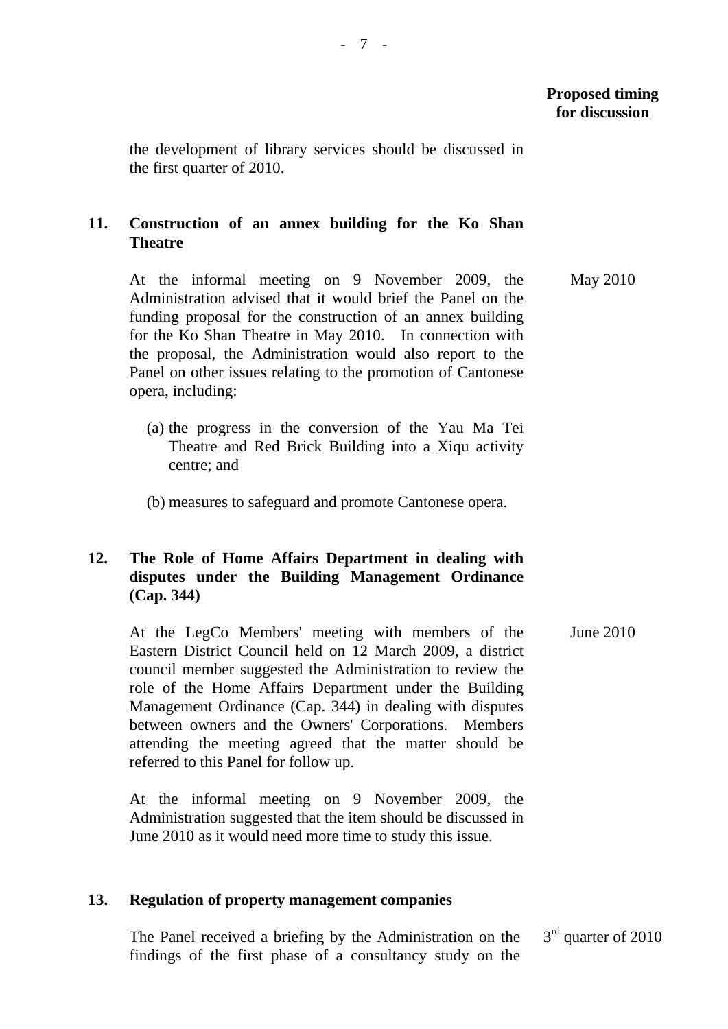**Proposed timing for discussion**

the development of library services should be discussed in the first quarter of 2010.

**11. Construction of an annex building for the Ko Shan Theatre**

At the informal meeting on 9 November 2009, the Administration advised that it would brief the Panel on the funding proposal for the construction of an annex building for the Ko Shan Theatre in May 2010. In connection with the proposal, the Administration would also report to the Panel on other issues relating to the promotion of Cantonese opera, including: — May 2010

(a) the progress in the conversion of the Yau Ma Tei Theatre and Red Brick Building into a Xiqu activity centre; and

(b) measures to safeguard and promote Cantonese opera.

**12. The Role of Home Affairs Department in dealing with disputes under the Building Management Ordinance (Cap. 344)**

At the LegCo Members' meeting with members of the Eastern District Council held on 12 March 2009, a district council member suggested the Administration to review the role of the Home Affairs Department under the Building Management Ordinance (Cap. 344) in dealing with disputes between owners and the Owners' Corporations. Members attending the meeting agreed that the matter should be referred to this Panel for follow up. — June 2010

At the informal meeting on 9 November 2009, the Administration suggested that the item should be discussed in June 2010 as it would need more time to study this issue.

**13. Regulation of property management companies**

The Panel received a briefing by the Administration on the findings of the first phase of a consultancy study on the — 3rd quarter of 2010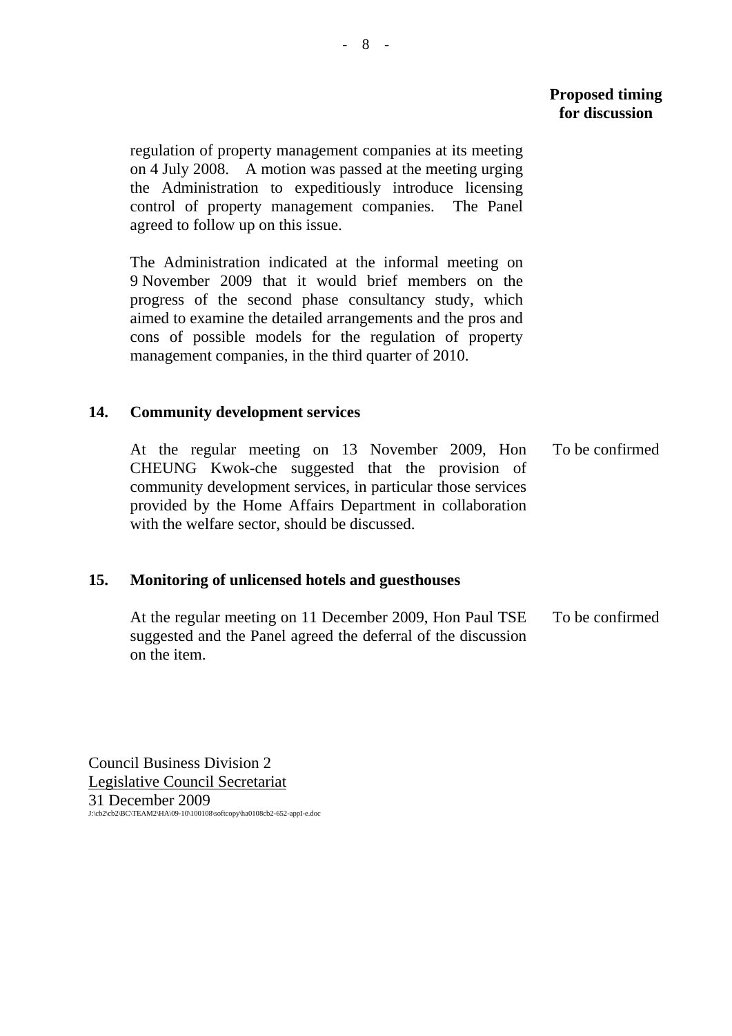**Proposed timing for discussion**

regulation of property management companies at its meeting on 4 July 2008. A motion was passed at the meeting urging the Administration to expeditiously introduce licensing control of property management companies. The Panel agreed to follow up on this issue.

The Administration indicated at the informal meeting on 9 November 2009 that it would brief members on the progress of the second phase consultancy study, which aimed to examine the detailed arrangements and the pros and cons of possible models for the regulation of property management companies, in the third quarter of 2010.

**14. Community development services**

At the regular meeting on 13 November 2009, Hon CHEUNG Kwok-che suggested that the provision of community development services, in particular those services provided by the Home Affairs Department in collaboration with the welfare sector, should be discussed. — To be confirmed

**15. Monitoring of unlicensed hotels and guesthouses**

At the regular meeting on 11 December 2009, Hon Paul TSE suggested and the Panel agreed the deferral of the discussion on the item. — To be confirmed

Council Business Division 2
Legislative Council Secretariat
31 December 2009
J:\cb2\cb2\BC\TEAM2\HA\09-10\100108\softcopy\ha0108cb2-652-appI-e.doc